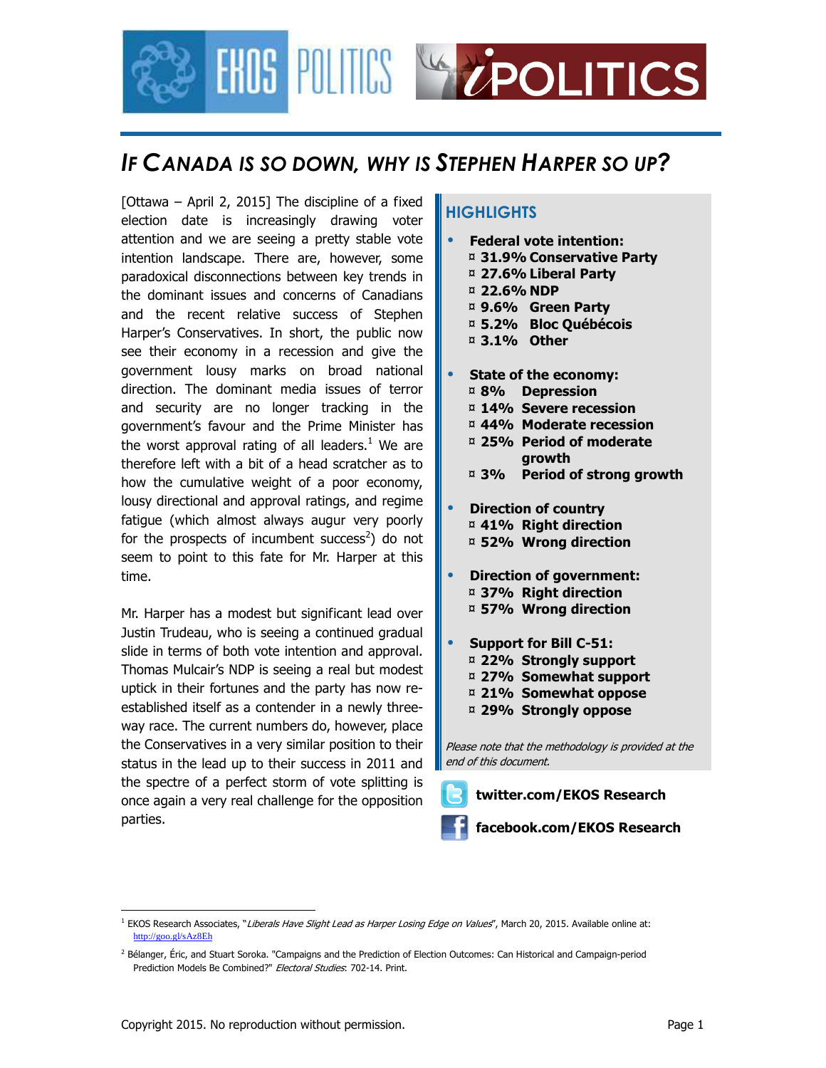# *IF CANADA IS SO DOWN, WHY IS STEPHEN HARPER SO UP?*

[Ottawa – April 2, 2015] The discipline of a fixed election date is increasingly drawing voter attention and we are seeing a pretty stable vote intention landscape. There are, however, some paradoxical disconnections between key trends in the dominant issues and concerns of Canadians and the recent relative success of Stephen Harper's Conservatives. In short, the public now see their economy in a recession and give the government lousy marks on broad national direction. The dominant media issues of terror and security are no longer tracking in the government's favour and the Prime Minister has the worst approval rating of all leaders.[1] We are therefore left with a bit of a head scratcher as to how the cumulative weight of a poor economy, lousy directional and approval ratings, and regime fatigue (which almost always augur very poorly for the prospects of incumbent success[2]) do not seem to point to this fate for Mr. Harper at this time.

Mr. Harper has a modest but significant lead over Justin Trudeau, who is seeing a continued gradual slide in terms of both vote intention and approval. Thomas Mulcair's NDP is seeing a real but modest uptick in their fortunes and the party has now re-established itself as a contender in a newly three-way race. The current numbers do, however, place the Conservatives in a very similar position to their status in the lead up to their success in 2011 and the spectre of a perfect storm of vote splitting is once again a very real challenge for the opposition parties.

## HIGHLIGHTS

- **Federal vote intention:**
  - **31.9% Conservative Party**
  - **27.6% Liberal Party**
  - **22.6% NDP**
  - **9.6% Green Party**
  - **5.2% Bloc Québécois**
  - **3.1% Other**
- **State of the economy:**
  - **8% Depression**
  - **14% Severe recession**
  - **44% Moderate recession**
  - **25% Period of moderate growth**
  - **3% Period of strong growth**
- **Direction of country**
  - **41% Right direction**
  - **52% Wrong direction**
- **Direction of government:**
  - **37% Right direction**
  - **57% Wrong direction**
- **Support for Bill C-51:**
  - **22% Strongly support**
  - **27% Somewhat support**
  - **21% Somewhat oppose**
  - **29% Strongly oppose**

*Please note that the methodology is provided at the end of this document.*

**twitter.com/EKOS Research**

**facebook.com/EKOS Research**

---

[1] EKOS Research Associates, "*Liberals Have Slight Lead as Harper Losing Edge on Values*", March 20, 2015. Available online at: http://goo.gl/sAz8Eh

[2] Bélanger, Éric, and Stuart Soroka. "Campaigns and the Prediction of Election Outcomes: Can Historical and Campaign-period Prediction Models Be Combined?" *Electoral Studies*: 702-14. Print.

Copyright 2015. No reproduction without permission.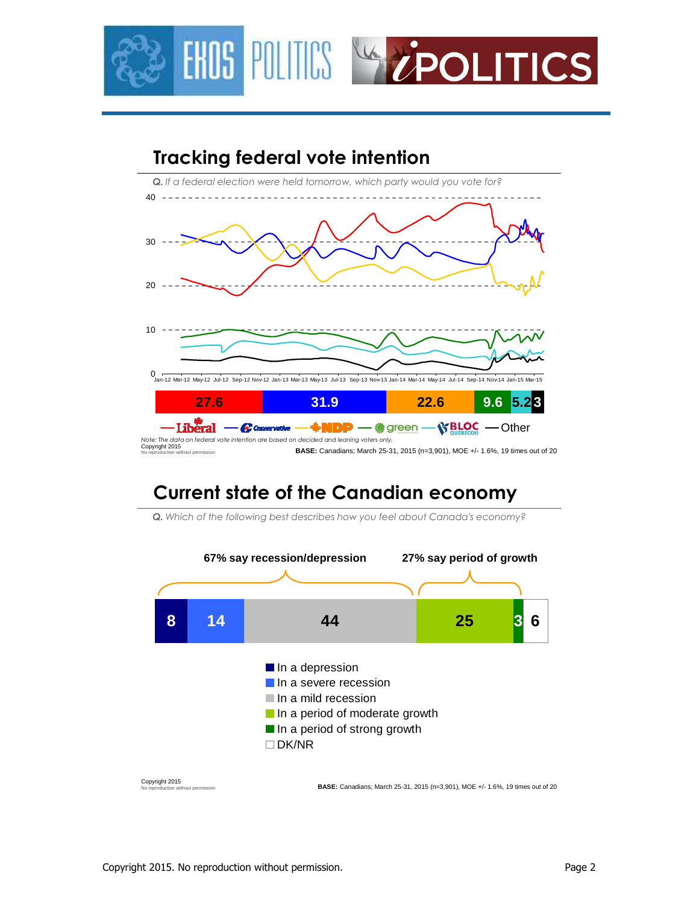## Tracking federal vote intention

*Q. If a federal election were held tomorrow, which party would you vote for?*

| Liberal | Conservative | NDP | Green | Bloc Québécois | Other |
|---|---|---|---|---|---|
| 27.6 | 31.9 | 22.6 | 9.6 | 5.2 | 3 |

*Note: The data on federal vote intention are based on decided and leaning voters only.*

Copyright 2015
No reproduction without permission

**BASE:** Canadians; March 25-31, 2015 (n=3,901), MOE +/- 1.6%, 19 times out of 20

## Current state of the Canadian economy

*Q. Which of the following best describes how you feel about Canada's economy?*

**67% say recession/depression** | **27% say period of growth**

| Response | % |
|---|---|
| In a depression | 8 |
| In a severe recession | 14 |
| In a mild recession | 44 |
| In a period of moderate growth | 25 |
| In a period of strong growth | 3 |
| DK/NR | 6 |

Copyright 2015
No reproduction without permission

**BASE:** Canadians; March 25-31, 2015 (n=3,901), MOE +/- 1.6%, 19 times out of 20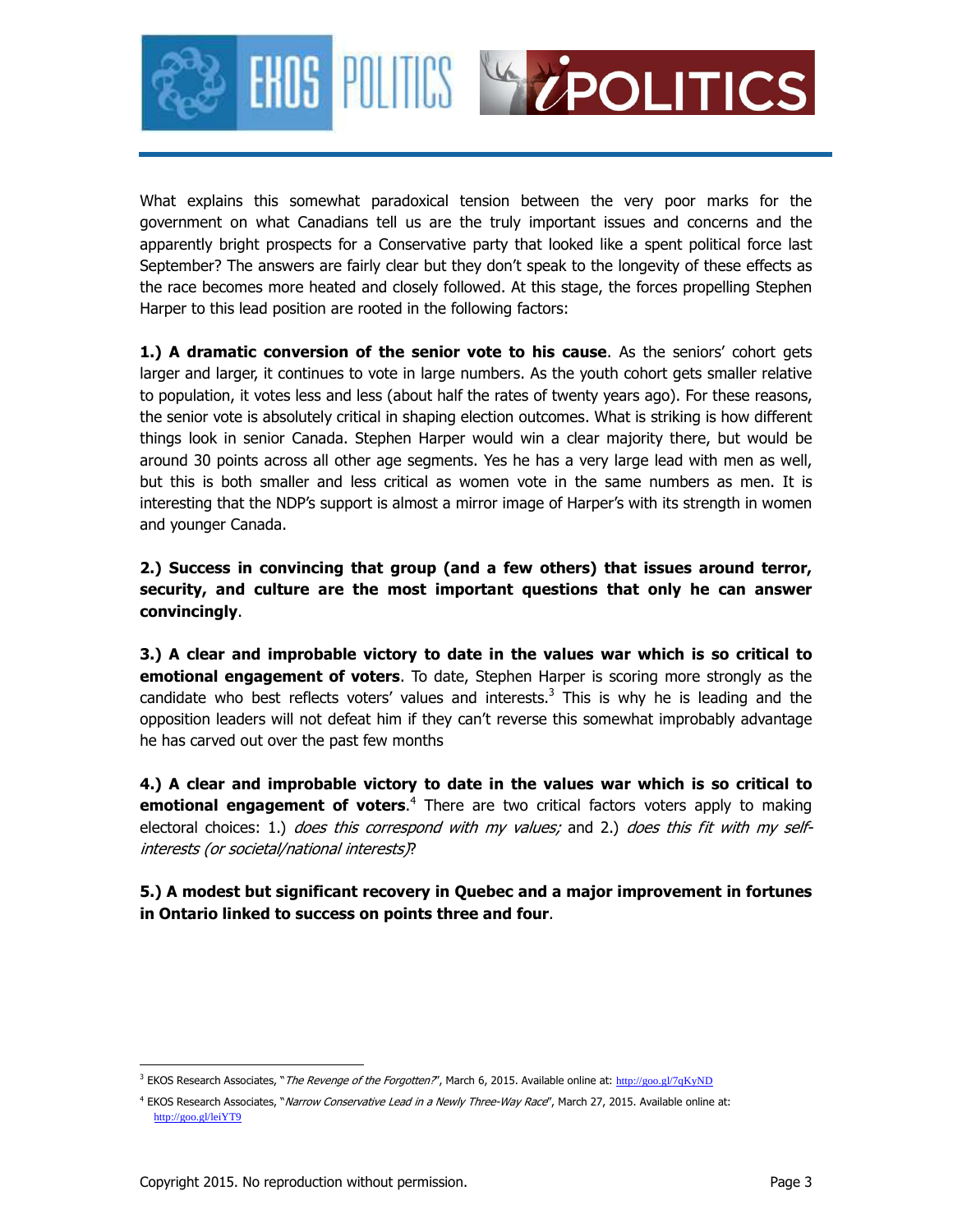What explains this somewhat paradoxical tension between the very poor marks for the government on what Canadians tell us are the truly important issues and concerns and the apparently bright prospects for a Conservative party that looked like a spent political force last September? The answers are fairly clear but they don't speak to the longevity of these effects as the race becomes more heated and closely followed. At this stage, the forces propelling Stephen Harper to this lead position are rooted in the following factors:

**1.) A dramatic conversion of the senior vote to his cause**. As the seniors' cohort gets larger and larger, it continues to vote in large numbers. As the youth cohort gets smaller relative to population, it votes less and less (about half the rates of twenty years ago). For these reasons, the senior vote is absolutely critical in shaping election outcomes. What is striking is how different things look in senior Canada. Stephen Harper would win a clear majority there, but would be around 30 points across all other age segments. Yes he has a very large lead with men as well, but this is both smaller and less critical as women vote in the same numbers as men. It is interesting that the NDP's support is almost a mirror image of Harper's with its strength in women and younger Canada.

**2.) Success in convincing that group (and a few others) that issues around terror, security, and culture are the most important questions that only he can answer convincingly**.

**3.) A clear and improbable victory to date in the values war which is so critical to emotional engagement of voters**. To date, Stephen Harper is scoring more strongly as the candidate who best reflects voters' values and interests.[3] This is why he is leading and the opposition leaders will not defeat him if they can't reverse this somewhat improbably advantage he has carved out over the past few months

**4.) A clear and improbable victory to date in the values war which is so critical to emotional engagement of voters**.[4] There are two critical factors voters apply to making electoral choices: 1.) *does this correspond with my values;* and 2.) *does this fit with my self-interests (or societal/national interests)*?

**5.) A modest but significant recovery in Quebec and a major improvement in fortunes in Ontario linked to success on points three and four**.

---

[3] EKOS Research Associates, "*The Revenge of the Forgotten?*", March 6, 2015. Available online at: http://goo.gl/7qKyND

[4] EKOS Research Associates, "*Narrow Conservative Lead in a Newly Three-Way Race*", March 27, 2015. Available online at: http://goo.gl/leiYT9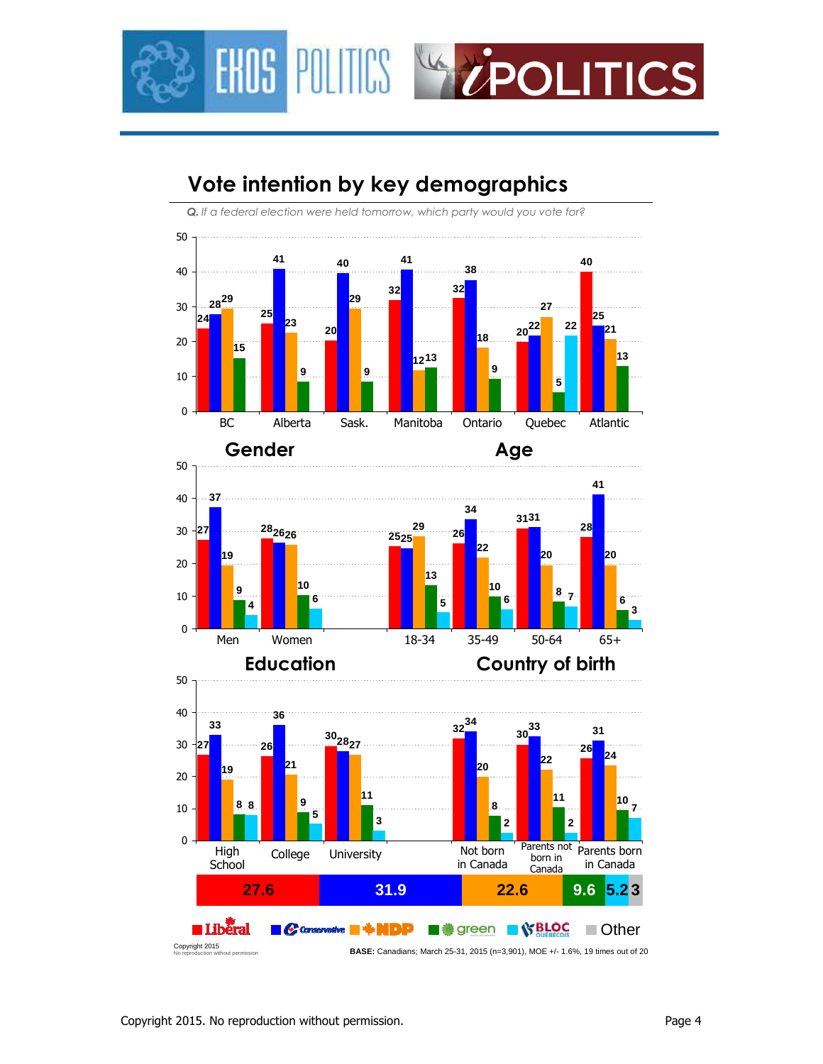# Vote intention by key demographics

*Q. If a federal election were held tomorrow, which party would you vote for?*

| Region | Liberal | Conservative | NDP | Green | Bloc |
|---|---|---|---|---|---|
| BC | 24 | 28 | 29 | 15 | |
| Alberta | 25 | 41 | 23 | 9 | |
| Sask. | 20 | 40 | 29 | 9 | |
| Manitoba | 32 | 41 | 12 | 13 | |
| Ontario | 32 | 38 | 18 | 9 | |
| Quebec | 20 | 22 | 27 | 5 | 22 |
| Atlantic | 40 | 25 | 21 | 13 | |

## Gender

| Gender | Liberal | Conservative | NDP | Green | Bloc |
|---|---|---|---|---|---|
| Men | 27 | 37 | 19 | 9 | 4 |
| Women | 28 | 26 | 26 | 10 | 6 |

## Age

| Age | Liberal | Conservative | NDP | Green | Bloc |
|---|---|---|---|---|---|
| 18-34 | 25 | 25 | 29 | 13 | 5 |
| 35-49 | 26 | 34 | 22 | 10 | 6 |
| 50-64 | 31 | 31 | 20 | 8 | 7 |
| 65+ | 28 | 41 | 20 | 6 | 3 |

## Education

| Education | Liberal | Conservative | NDP | Green | Bloc |
|---|---|---|---|---|---|
| High School | 27 | 33 | 19 | 8 | 8 |
| College | 26 | 36 | 21 | 9 | 5 |
| University | 30 | 28 | 27 | 11 | 3 |

## Country of birth

| Country of birth | Liberal | Conservative | NDP | Green | Bloc |
|---|---|---|---|---|---|
| Not born in Canada | 32 | 34 | 20 | 8 | 2 |
| Parents not born in Canada | 30 | 33 | 22 | 11 | 2 |
| Parents born in Canada | 26 | 31 | 24 | 10 | 7 |

**Overall:** Liberal 27.6 | Conservative 31.9 | NDP 22.6 | Green 9.6 | Bloc 5.2 | Other 3

Copyright 2015
No reproduction without permission

**BASE:** Canadians; March 25-31, 2015 (n=3,901), MOE +/- 1.6%, 19 times out of 20

Copyright 2015. No reproduction without permission.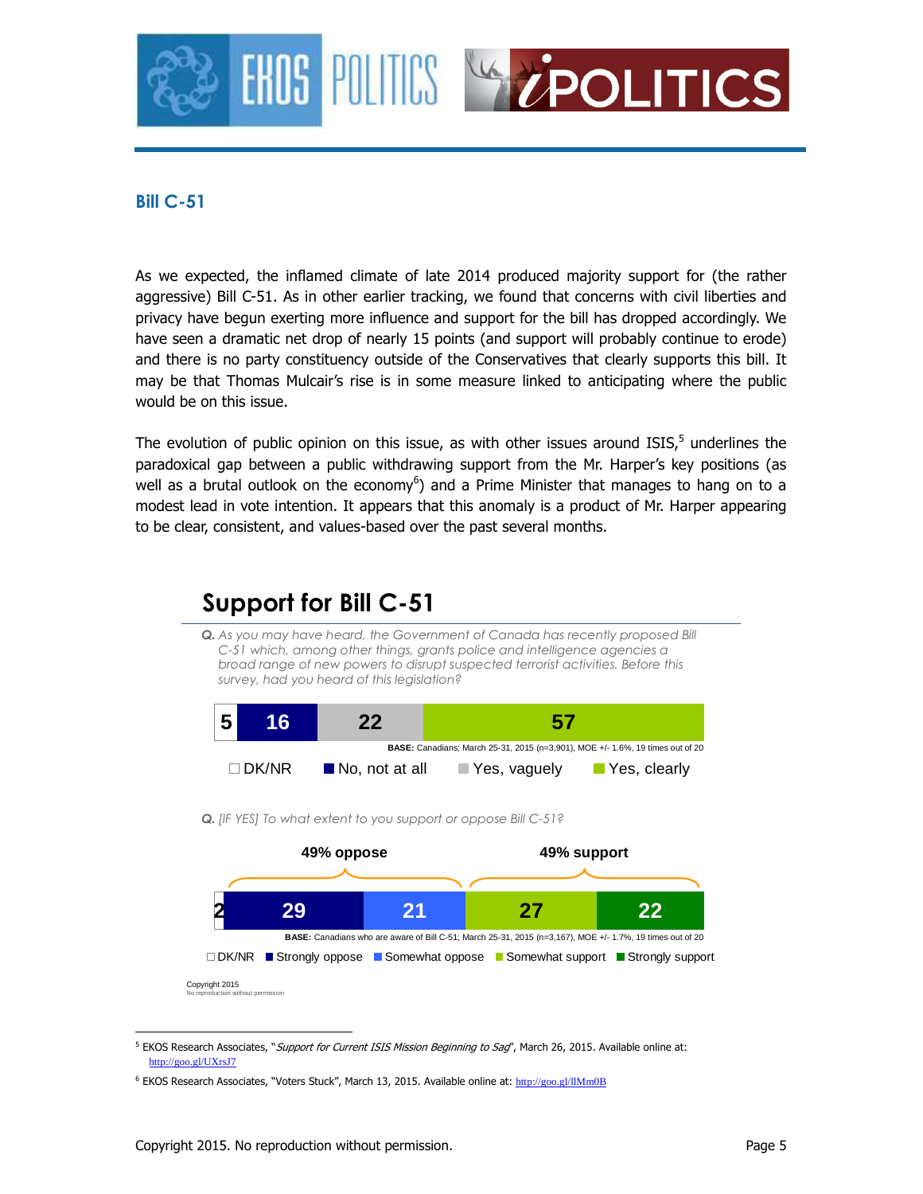## Bill C-51

As we expected, the inflamed climate of late 2014 produced majority support for (the rather aggressive) Bill C-51. As in other earlier tracking, we found that concerns with civil liberties and privacy have begun exerting more influence and support for the bill has dropped accordingly. We have seen a dramatic net drop of nearly 15 points (and support will probably continue to erode) and there is no party constituency outside of the Conservatives that clearly supports this bill. It may be that Thomas Mulcair's rise is in some measure linked to anticipating where the public would be on this issue.

The evolution of public opinion on this issue, as with other issues around ISIS,[5] underlines the paradoxical gap between a public withdrawing support from the Mr. Harper's key positions (as well as a brutal outlook on the economy[6]) and a Prime Minister that manages to hang on to a modest lead in vote intention. It appears that this anomaly is a product of Mr. Harper appearing to be clear, consistent, and values-based over the past several months.

### Support for Bill C-51

***Q.*** *As you may have heard, the Government of Canada has recently proposed Bill C-51 which, among other things, grants police and intelligence agencies a broad range of new powers to disrupt suspected terrorist activities. Before this survey, had you heard of this legislation?*

| DK/NR | No, not at all | Yes, vaguely | Yes, clearly |
|---|---|---|---|
| 5 | 16 | 22 | 57 |

**BASE:** Canadians; March 25-31, 2015 (n=3,901), MOE +/- 1.6%, 19 times out of 20

***Q.*** *[IF YES] To what extent to you support or oppose Bill C-51?*

**49% oppose** / **49% support**

| DK/NR | Strongly oppose | Somewhat oppose | Somewhat support | Strongly support |
|---|---|---|---|---|
| 2 | 29 | 21 | 27 | 22 |

**BASE:** Canadians who are aware of Bill C-51; March 25-31, 2015 (n=3,167), MOE +/- 1.7%, 19 times out of 20

Copyright 2015
No reproduction without permission

---

[5] EKOS Research Associates, "*Support for Current ISIS Mission Beginning to Sag*", March 26, 2015. Available online at: http://goo.gl/UXrsJ7

[6] EKOS Research Associates, "Voters Stuck", March 13, 2015. Available online at: http://goo.gl/llMm0B

Copyright 2015. No reproduction without permission.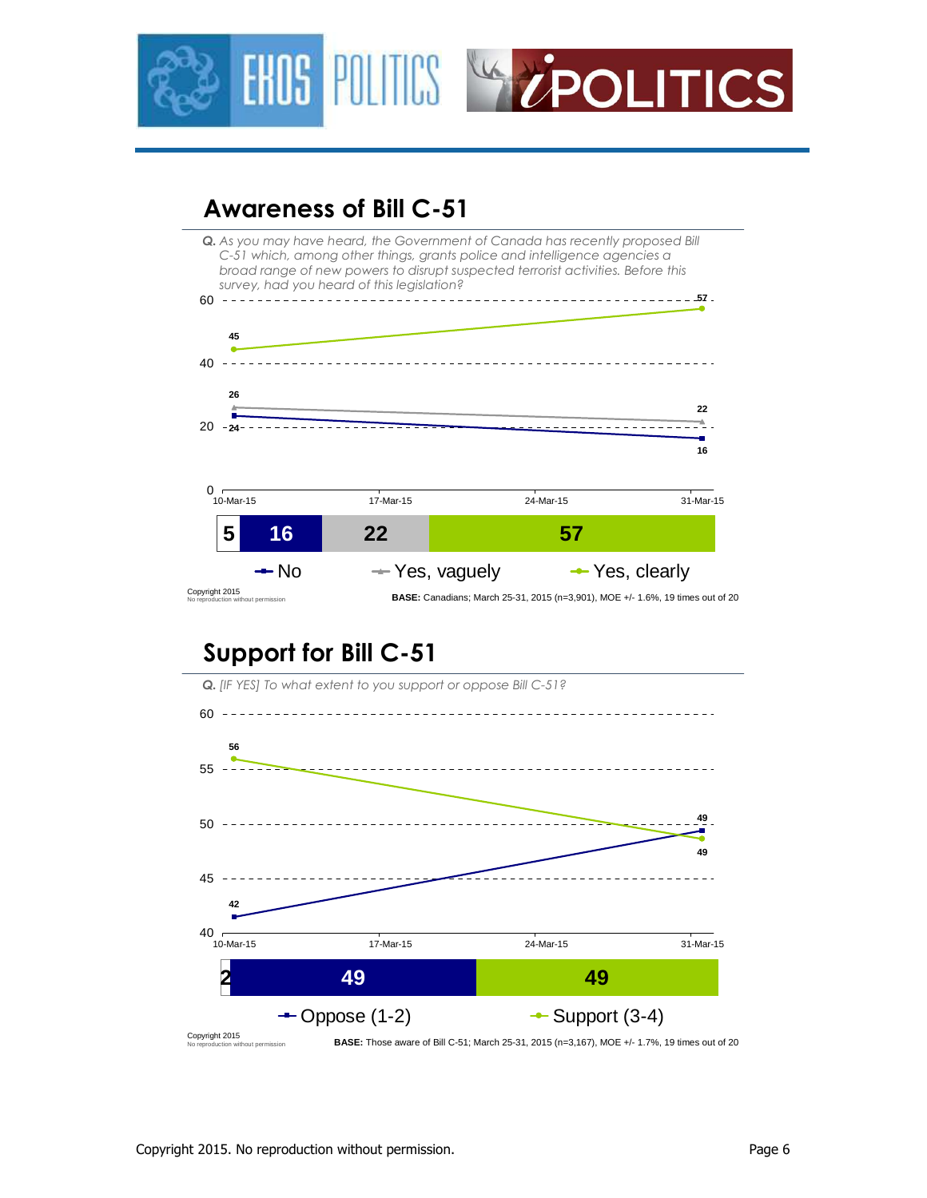## Awareness of Bill C-51

*Q. As you may have heard, the Government of Canada has recently proposed Bill C-51 which, among other things, grants police and intelligence agencies a broad range of new powers to disrupt suspected terrorist activities. Before this survey, had you heard of this legislation?*

| | 10-Mar-15 | 31-Mar-15 |
|---|---|---|
| Yes, clearly | 45 | 57 |
| Yes, vaguely | 26 | 22 |
| No | 24 | 16 |

Current: 5 | No 16 | Yes, vaguely 22 | Yes, clearly 57

Copyright 2015
No reproduction without permission

**BASE:** Canadians; March 25-31, 2015 (n=3,901), MOE +/- 1.6%, 19 times out of 20

## Support for Bill C-51

*Q. [IF YES] To what extent to you support or oppose Bill C-51?*

| | 10-Mar-15 | 31-Mar-15 |
|---|---|---|
| Support (3-4) | 56 | 49 |
| Oppose (1-2) | 42 | 49 |

Current: 2 | Oppose (1-2) 49 | Support (3-4) 49

Copyright 2015
No reproduction without permission

**BASE:** Those aware of Bill C-51; March 25-31, 2015 (n=3,167), MOE +/- 1.7%, 19 times out of 20

Copyright 2015. No reproduction without permission.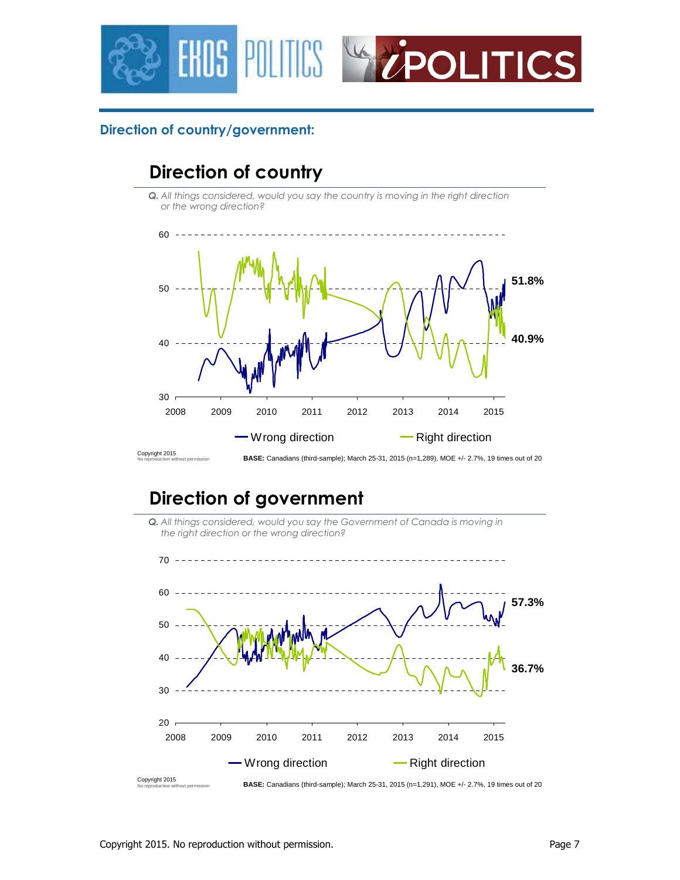## Direction of country/government:

### Direction of country

*Q. All things considered, would you say the country is moving in the right direction or the wrong direction?*

Wrong direction: 51.8%
Right direction: 40.9%

Copyright 2015
No reproduction without permission

**BASE:** Canadians (third-sample); March 25-31, 2015 (n=1,289), MOE +/- 2.7%, 19 times out of 20

### Direction of government

*Q. All things considered, would you say the Government of Canada is moving in the right direction or the wrong direction?*

Wrong direction: 57.3%
Right direction: 36.7%

Copyright 2015
No reproduction without permission

**BASE:** Canadians (third-sample); March 25-31, 2015 (n=1,291), MOE +/- 2.7%, 19 times out of 20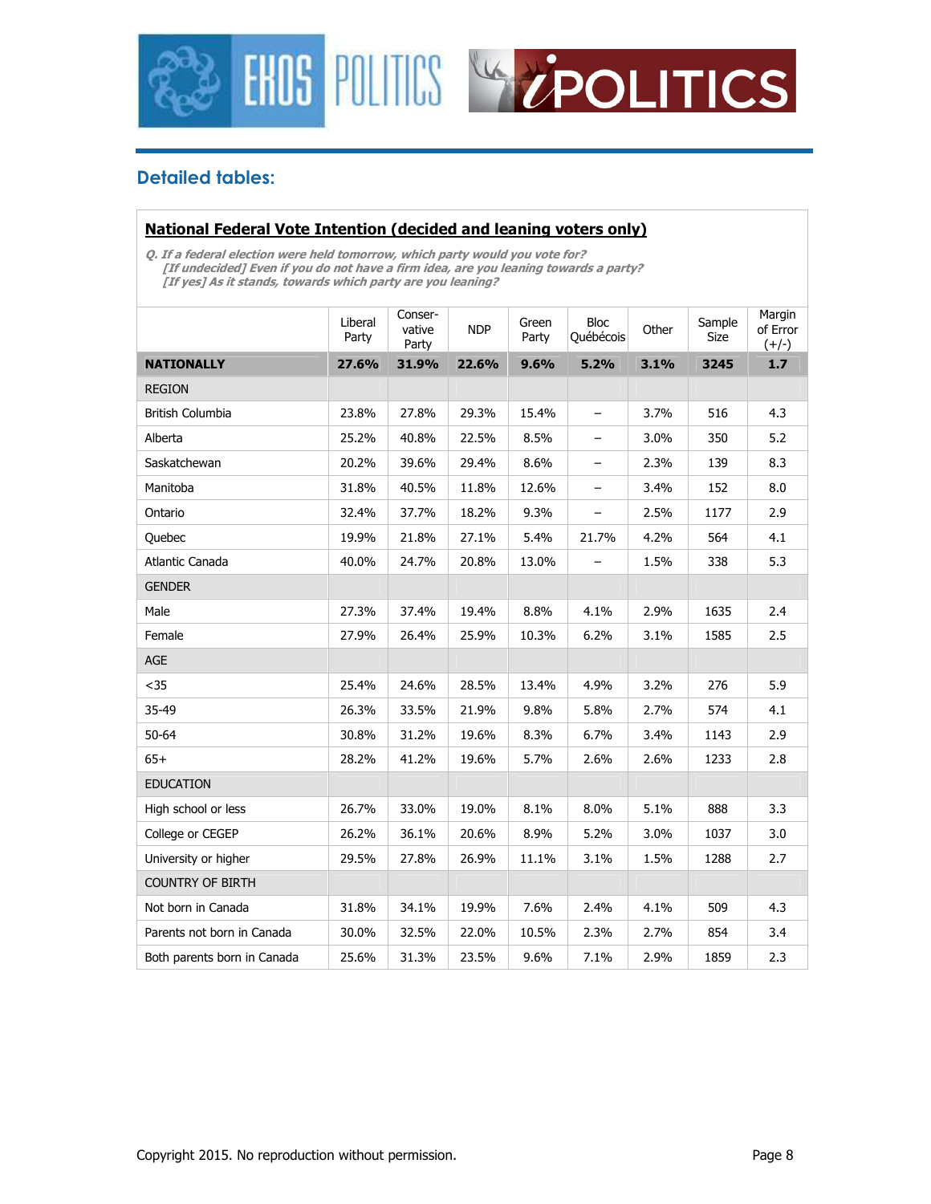## Detailed tables:

**National Federal Vote Intention (decided and leaning voters only)**

*Q. If a federal election were held tomorrow, which party would you vote for?*
*[If undecided] Even if you do not have a firm idea, are you leaning towards a party?*
*[If yes] As it stands, towards which party are you leaning?*

| | Liberal Party | Conser-vative Party | NDP | Green Party | Bloc Québécois | Other | Sample Size | Margin of Error (+/-) |
|---|---|---|---|---|---|---|---|---|
| **NATIONALLY** | **27.6%** | **31.9%** | **22.6%** | **9.6%** | **5.2%** | **3.1%** | **3245** | **1.7** |
| REGION | | | | | | | | |
| British Columbia | 23.8% | 27.8% | 29.3% | 15.4% | – | 3.7% | 516 | 4.3 |
| Alberta | 25.2% | 40.8% | 22.5% | 8.5% | – | 3.0% | 350 | 5.2 |
| Saskatchewan | 20.2% | 39.6% | 29.4% | 8.6% | – | 2.3% | 139 | 8.3 |
| Manitoba | 31.8% | 40.5% | 11.8% | 12.6% | – | 3.4% | 152 | 8.0 |
| Ontario | 32.4% | 37.7% | 18.2% | 9.3% | – | 2.5% | 1177 | 2.9 |
| Quebec | 19.9% | 21.8% | 27.1% | 5.4% | 21.7% | 4.2% | 564 | 4.1 |
| Atlantic Canada | 40.0% | 24.7% | 20.8% | 13.0% | – | 1.5% | 338 | 5.3 |
| GENDER | | | | | | | | |
| Male | 27.3% | 37.4% | 19.4% | 8.8% | 4.1% | 2.9% | 1635 | 2.4 |
| Female | 27.9% | 26.4% | 25.9% | 10.3% | 6.2% | 3.1% | 1585 | 2.5 |
| AGE | | | | | | | | |
| <35 | 25.4% | 24.6% | 28.5% | 13.4% | 4.9% | 3.2% | 276 | 5.9 |
| 35-49 | 26.3% | 33.5% | 21.9% | 9.8% | 5.8% | 2.7% | 574 | 4.1 |
| 50-64 | 30.8% | 31.2% | 19.6% | 8.3% | 6.7% | 3.4% | 1143 | 2.9 |
| 65+ | 28.2% | 41.2% | 19.6% | 5.7% | 2.6% | 2.6% | 1233 | 2.8 |
| EDUCATION | | | | | | | | |
| High school or less | 26.7% | 33.0% | 19.0% | 8.1% | 8.0% | 5.1% | 888 | 3.3 |
| College or CEGEP | 26.2% | 36.1% | 20.6% | 8.9% | 5.2% | 3.0% | 1037 | 3.0 |
| University or higher | 29.5% | 27.8% | 26.9% | 11.1% | 3.1% | 1.5% | 1288 | 2.7 |
| COUNTRY OF BIRTH | | | | | | | | |
| Not born in Canada | 31.8% | 34.1% | 19.9% | 7.6% | 2.4% | 4.1% | 509 | 4.3 |
| Parents not born in Canada | 30.0% | 32.5% | 22.0% | 10.5% | 2.3% | 2.7% | 854 | 3.4 |
| Both parents born in Canada | 25.6% | 31.3% | 23.5% | 9.6% | 7.1% | 2.9% | 1859 | 2.3 |

Copyright 2015. No reproduction without permission.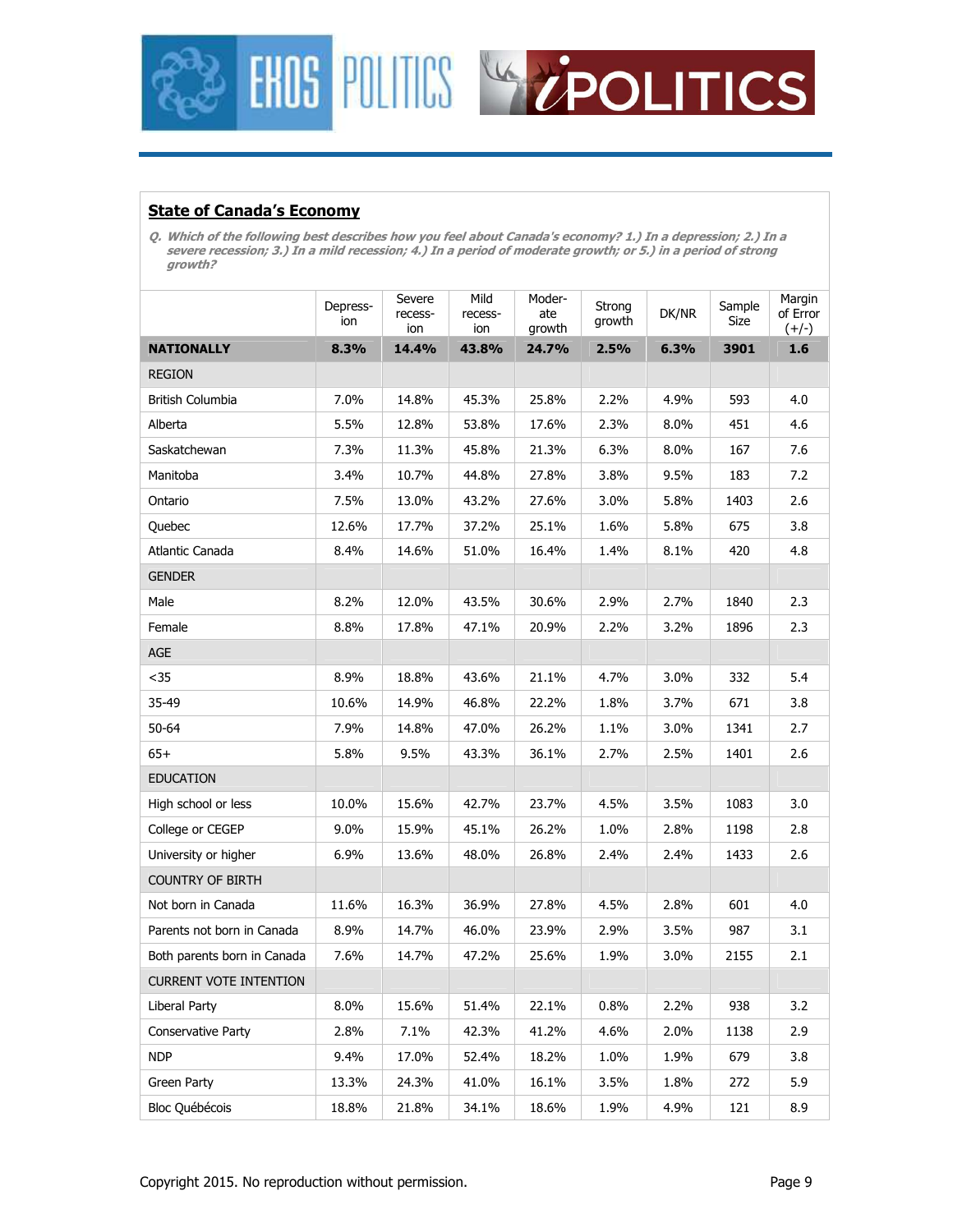## State of Canada's Economy

*Q. Which of the following best describes how you feel about Canada's economy? 1.) In a depression; 2.) In a severe recession; 3.) In a mild recession; 4.) In a period of moderate growth; or 5.) in a period of strong growth?*

| | Depression | Severe recession | Mild recession | Moderate growth | Strong growth | DK/NR | Sample Size | Margin of Error (+/-) |
|---|---|---|---|---|---|---|---|---|
| **NATIONALLY** | **8.3%** | **14.4%** | **43.8%** | **24.7%** | **2.5%** | **6.3%** | **3901** | **1.6** |
| REGION | | | | | | | | |
| British Columbia | 7.0% | 14.8% | 45.3% | 25.8% | 2.2% | 4.9% | 593 | 4.0 |
| Alberta | 5.5% | 12.8% | 53.8% | 17.6% | 2.3% | 8.0% | 451 | 4.6 |
| Saskatchewan | 7.3% | 11.3% | 45.8% | 21.3% | 6.3% | 8.0% | 167 | 7.6 |
| Manitoba | 3.4% | 10.7% | 44.8% | 27.8% | 3.8% | 9.5% | 183 | 7.2 |
| Ontario | 7.5% | 13.0% | 43.2% | 27.6% | 3.0% | 5.8% | 1403 | 2.6 |
| Quebec | 12.6% | 17.7% | 37.2% | 25.1% | 1.6% | 5.8% | 675 | 3.8 |
| Atlantic Canada | 8.4% | 14.6% | 51.0% | 16.4% | 1.4% | 8.1% | 420 | 4.8 |
| GENDER | | | | | | | | |
| Male | 8.2% | 12.0% | 43.5% | 30.6% | 2.9% | 2.7% | 1840 | 2.3 |
| Female | 8.8% | 17.8% | 47.1% | 20.9% | 2.2% | 3.2% | 1896 | 2.3 |
| AGE | | | | | | | | |
| <35 | 8.9% | 18.8% | 43.6% | 21.1% | 4.7% | 3.0% | 332 | 5.4 |
| 35-49 | 10.6% | 14.9% | 46.8% | 22.2% | 1.8% | 3.7% | 671 | 3.8 |
| 50-64 | 7.9% | 14.8% | 47.0% | 26.2% | 1.1% | 3.0% | 1341 | 2.7 |
| 65+ | 5.8% | 9.5% | 43.3% | 36.1% | 2.7% | 2.5% | 1401 | 2.6 |
| EDUCATION | | | | | | | | |
| High school or less | 10.0% | 15.6% | 42.7% | 23.7% | 4.5% | 3.5% | 1083 | 3.0 |
| College or CEGEP | 9.0% | 15.9% | 45.1% | 26.2% | 1.0% | 2.8% | 1198 | 2.8 |
| University or higher | 6.9% | 13.6% | 48.0% | 26.8% | 2.4% | 2.4% | 1433 | 2.6 |
| COUNTRY OF BIRTH | | | | | | | | |
| Not born in Canada | 11.6% | 16.3% | 36.9% | 27.8% | 4.5% | 2.8% | 601 | 4.0 |
| Parents not born in Canada | 8.9% | 14.7% | 46.0% | 23.9% | 2.9% | 3.5% | 987 | 3.1 |
| Both parents born in Canada | 7.6% | 14.7% | 47.2% | 25.6% | 1.9% | 3.0% | 2155 | 2.1 |
| CURRENT VOTE INTENTION | | | | | | | | |
| Liberal Party | 8.0% | 15.6% | 51.4% | 22.1% | 0.8% | 2.2% | 938 | 3.2 |
| Conservative Party | 2.8% | 7.1% | 42.3% | 41.2% | 4.6% | 2.0% | 1138 | 2.9 |
| NDP | 9.4% | 17.0% | 52.4% | 18.2% | 1.0% | 1.9% | 679 | 3.8 |
| Green Party | 13.3% | 24.3% | 41.0% | 16.1% | 3.5% | 1.8% | 272 | 5.9 |
| Bloc Québécois | 18.8% | 21.8% | 34.1% | 18.6% | 1.9% | 4.9% | 121 | 8.9 |

Copyright 2015. No reproduction without permission.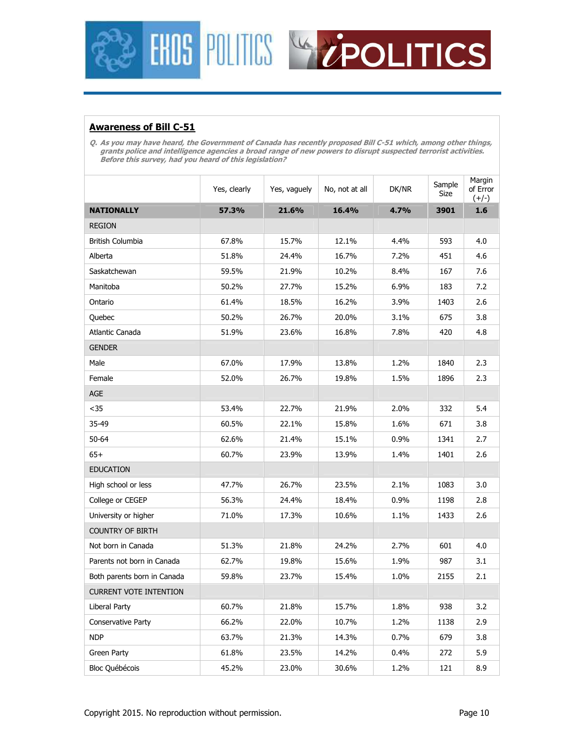## Awareness of Bill C-51

*Q. As you may have heard, the Government of Canada has recently proposed Bill C-51 which, among other things, grants police and intelligence agencies a broad range of new powers to disrupt suspected terrorist activities. Before this survey, had you heard of this legislation?*

| | Yes, clearly | Yes, vaguely | No, not at all | DK/NR | Sample Size | Margin of Error (+/-) |
|---|---|---|---|---|---|---|
| **NATIONALLY** | **57.3%** | **21.6%** | **16.4%** | **4.7%** | **3901** | **1.6** |
| REGION | | | | | | |
| British Columbia | 67.8% | 15.7% | 12.1% | 4.4% | 593 | 4.0 |
| Alberta | 51.8% | 24.4% | 16.7% | 7.2% | 451 | 4.6 |
| Saskatchewan | 59.5% | 21.9% | 10.2% | 8.4% | 167 | 7.6 |
| Manitoba | 50.2% | 27.7% | 15.2% | 6.9% | 183 | 7.2 |
| Ontario | 61.4% | 18.5% | 16.2% | 3.9% | 1403 | 2.6 |
| Quebec | 50.2% | 26.7% | 20.0% | 3.1% | 675 | 3.8 |
| Atlantic Canada | 51.9% | 23.6% | 16.8% | 7.8% | 420 | 4.8 |
| GENDER | | | | | | |
| Male | 67.0% | 17.9% | 13.8% | 1.2% | 1840 | 2.3 |
| Female | 52.0% | 26.7% | 19.8% | 1.5% | 1896 | 2.3 |
| AGE | | | | | | |
| <35 | 53.4% | 22.7% | 21.9% | 2.0% | 332 | 5.4 |
| 35-49 | 60.5% | 22.1% | 15.8% | 1.6% | 671 | 3.8 |
| 50-64 | 62.6% | 21.4% | 15.1% | 0.9% | 1341 | 2.7 |
| 65+ | 60.7% | 23.9% | 13.9% | 1.4% | 1401 | 2.6 |
| EDUCATION | | | | | | |
| High school or less | 47.7% | 26.7% | 23.5% | 2.1% | 1083 | 3.0 |
| College or CEGEP | 56.3% | 24.4% | 18.4% | 0.9% | 1198 | 2.8 |
| University or higher | 71.0% | 17.3% | 10.6% | 1.1% | 1433 | 2.6 |
| COUNTRY OF BIRTH | | | | | | |
| Not born in Canada | 51.3% | 21.8% | 24.2% | 2.7% | 601 | 4.0 |
| Parents not born in Canada | 62.7% | 19.8% | 15.6% | 1.9% | 987 | 3.1 |
| Both parents born in Canada | 59.8% | 23.7% | 15.4% | 1.0% | 2155 | 2.1 |
| CURRENT VOTE INTENTION | | | | | | |
| Liberal Party | 60.7% | 21.8% | 15.7% | 1.8% | 938 | 3.2 |
| Conservative Party | 66.2% | 22.0% | 10.7% | 1.2% | 1138 | 2.9 |
| NDP | 63.7% | 21.3% | 14.3% | 0.7% | 679 | 3.8 |
| Green Party | 61.8% | 23.5% | 14.2% | 0.4% | 272 | 5.9 |
| Bloc Québécois | 45.2% | 23.0% | 30.6% | 1.2% | 121 | 8.9 |

Copyright 2015. No reproduction without permission.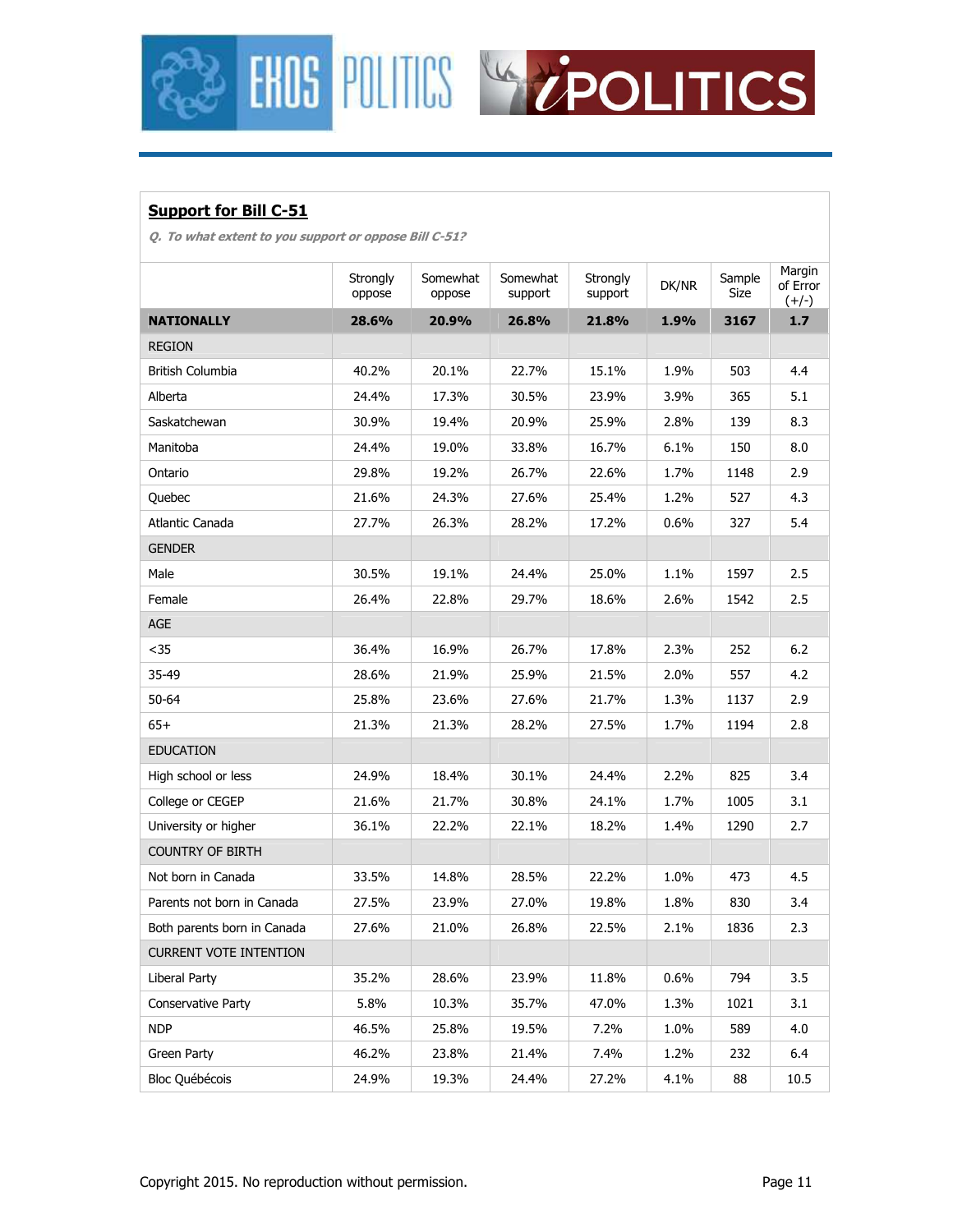## Support for Bill C-51

*Q. To what extent to you support or oppose Bill C-51?*

| | Strongly oppose | Somewhat oppose | Somewhat support | Strongly support | DK/NR | Sample Size | Margin of Error (+/-) |
|---|---|---|---|---|---|---|---|
| **NATIONALLY** | **28.6%** | **20.9%** | **26.8%** | **21.8%** | **1.9%** | **3167** | **1.7** |
| REGION | | | | | | | |
| British Columbia | 40.2% | 20.1% | 22.7% | 15.1% | 1.9% | 503 | 4.4 |
| Alberta | 24.4% | 17.3% | 30.5% | 23.9% | 3.9% | 365 | 5.1 |
| Saskatchewan | 30.9% | 19.4% | 20.9% | 25.9% | 2.8% | 139 | 8.3 |
| Manitoba | 24.4% | 19.0% | 33.8% | 16.7% | 6.1% | 150 | 8.0 |
| Ontario | 29.8% | 19.2% | 26.7% | 22.6% | 1.7% | 1148 | 2.9 |
| Quebec | 21.6% | 24.3% | 27.6% | 25.4% | 1.2% | 527 | 4.3 |
| Atlantic Canada | 27.7% | 26.3% | 28.2% | 17.2% | 0.6% | 327 | 5.4 |
| GENDER | | | | | | | |
| Male | 30.5% | 19.1% | 24.4% | 25.0% | 1.1% | 1597 | 2.5 |
| Female | 26.4% | 22.8% | 29.7% | 18.6% | 2.6% | 1542 | 2.5 |
| AGE | | | | | | | |
| <35 | 36.4% | 16.9% | 26.7% | 17.8% | 2.3% | 252 | 6.2 |
| 35-49 | 28.6% | 21.9% | 25.9% | 21.5% | 2.0% | 557 | 4.2 |
| 50-64 | 25.8% | 23.6% | 27.6% | 21.7% | 1.3% | 1137 | 2.9 |
| 65+ | 21.3% | 21.3% | 28.2% | 27.5% | 1.7% | 1194 | 2.8 |
| EDUCATION | | | | | | | |
| High school or less | 24.9% | 18.4% | 30.1% | 24.4% | 2.2% | 825 | 3.4 |
| College or CEGEP | 21.6% | 21.7% | 30.8% | 24.1% | 1.7% | 1005 | 3.1 |
| University or higher | 36.1% | 22.2% | 22.1% | 18.2% | 1.4% | 1290 | 2.7 |
| COUNTRY OF BIRTH | | | | | | | |
| Not born in Canada | 33.5% | 14.8% | 28.5% | 22.2% | 1.0% | 473 | 4.5 |
| Parents not born in Canada | 27.5% | 23.9% | 27.0% | 19.8% | 1.8% | 830 | 3.4 |
| Both parents born in Canada | 27.6% | 21.0% | 26.8% | 22.5% | 2.1% | 1836 | 2.3 |
| CURRENT VOTE INTENTION | | | | | | | |
| Liberal Party | 35.2% | 28.6% | 23.9% | 11.8% | 0.6% | 794 | 3.5 |
| Conservative Party | 5.8% | 10.3% | 35.7% | 47.0% | 1.3% | 1021 | 3.1 |
| NDP | 46.5% | 25.8% | 19.5% | 7.2% | 1.0% | 589 | 4.0 |
| Green Party | 46.2% | 23.8% | 21.4% | 7.4% | 1.2% | 232 | 6.4 |
| Bloc Québécois | 24.9% | 19.3% | 24.4% | 27.2% | 4.1% | 88 | 10.5 |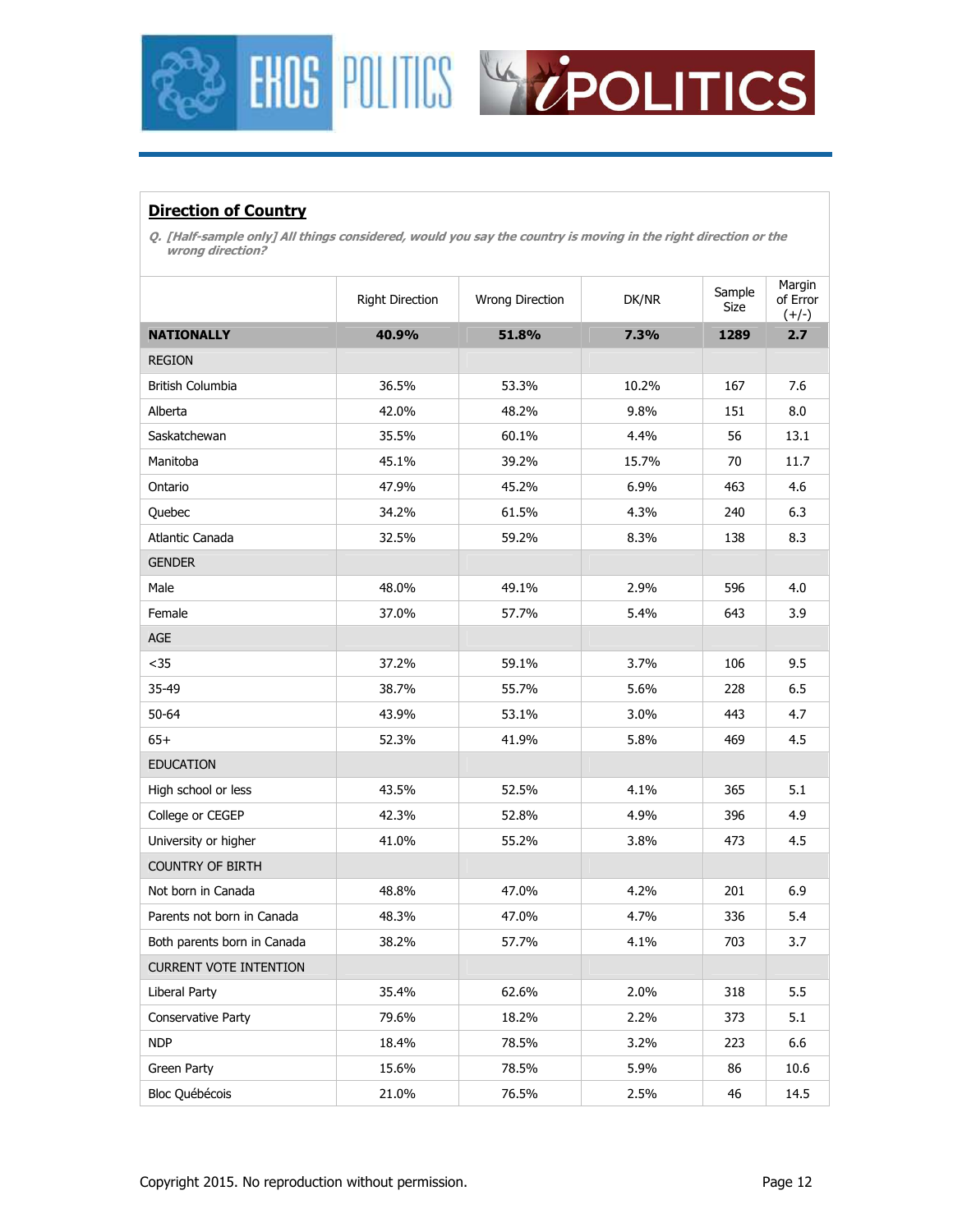## Direction of Country

*Q. [Half-sample only] All things considered, would you say the country is moving in the right direction or the wrong direction?*

| | Right Direction | Wrong Direction | DK/NR | Sample Size | Margin of Error (+/-) |
|---|---|---|---|---|---|
| **NATIONALLY** | **40.9%** | **51.8%** | **7.3%** | **1289** | **2.7** |
| REGION | | | | | |
| British Columbia | 36.5% | 53.3% | 10.2% | 167 | 7.6 |
| Alberta | 42.0% | 48.2% | 9.8% | 151 | 8.0 |
| Saskatchewan | 35.5% | 60.1% | 4.4% | 56 | 13.1 |
| Manitoba | 45.1% | 39.2% | 15.7% | 70 | 11.7 |
| Ontario | 47.9% | 45.2% | 6.9% | 463 | 4.6 |
| Quebec | 34.2% | 61.5% | 4.3% | 240 | 6.3 |
| Atlantic Canada | 32.5% | 59.2% | 8.3% | 138 | 8.3 |
| GENDER | | | | | |
| Male | 48.0% | 49.1% | 2.9% | 596 | 4.0 |
| Female | 37.0% | 57.7% | 5.4% | 643 | 3.9 |
| AGE | | | | | |
| <35 | 37.2% | 59.1% | 3.7% | 106 | 9.5 |
| 35-49 | 38.7% | 55.7% | 5.6% | 228 | 6.5 |
| 50-64 | 43.9% | 53.1% | 3.0% | 443 | 4.7 |
| 65+ | 52.3% | 41.9% | 5.8% | 469 | 4.5 |
| EDUCATION | | | | | |
| High school or less | 43.5% | 52.5% | 4.1% | 365 | 5.1 |
| College or CEGEP | 42.3% | 52.8% | 4.9% | 396 | 4.9 |
| University or higher | 41.0% | 55.2% | 3.8% | 473 | 4.5 |
| COUNTRY OF BIRTH | | | | | |
| Not born in Canada | 48.8% | 47.0% | 4.2% | 201 | 6.9 |
| Parents not born in Canada | 48.3% | 47.0% | 4.7% | 336 | 5.4 |
| Both parents born in Canada | 38.2% | 57.7% | 4.1% | 703 | 3.7 |
| CURRENT VOTE INTENTION | | | | | |
| Liberal Party | 35.4% | 62.6% | 2.0% | 318 | 5.5 |
| Conservative Party | 79.6% | 18.2% | 2.2% | 373 | 5.1 |
| NDP | 18.4% | 78.5% | 3.2% | 223 | 6.6 |
| Green Party | 15.6% | 78.5% | 5.9% | 86 | 10.6 |
| Bloc Québécois | 21.0% | 76.5% | 2.5% | 46 | 14.5 |

Copyright 2015. No reproduction without permission.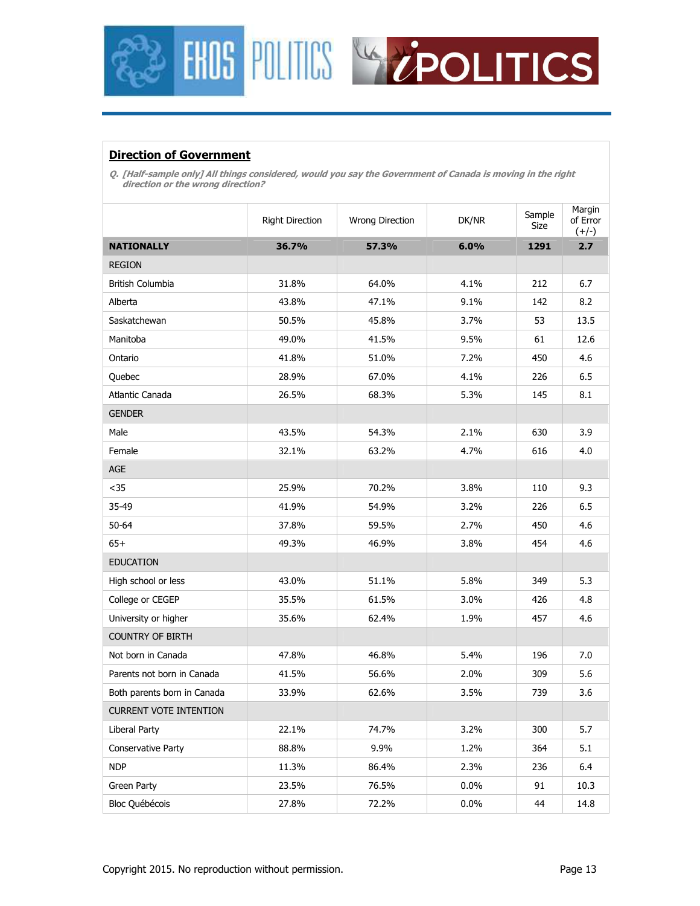## Direction of Government

*Q. [Half-sample only] All things considered, would you say the Government of Canada is moving in the right direction or the wrong direction?*

| | Right Direction | Wrong Direction | DK/NR | Sample Size | Margin of Error (+/-) |
|---|---|---|---|---|---|
| **NATIONALLY** | **36.7%** | **57.3%** | **6.0%** | **1291** | **2.7** |
| REGION | | | | | |
| British Columbia | 31.8% | 64.0% | 4.1% | 212 | 6.7 |
| Alberta | 43.8% | 47.1% | 9.1% | 142 | 8.2 |
| Saskatchewan | 50.5% | 45.8% | 3.7% | 53 | 13.5 |
| Manitoba | 49.0% | 41.5% | 9.5% | 61 | 12.6 |
| Ontario | 41.8% | 51.0% | 7.2% | 450 | 4.6 |
| Quebec | 28.9% | 67.0% | 4.1% | 226 | 6.5 |
| Atlantic Canada | 26.5% | 68.3% | 5.3% | 145 | 8.1 |
| GENDER | | | | | |
| Male | 43.5% | 54.3% | 2.1% | 630 | 3.9 |
| Female | 32.1% | 63.2% | 4.7% | 616 | 4.0 |
| AGE | | | | | |
| <35 | 25.9% | 70.2% | 3.8% | 110 | 9.3 |
| 35-49 | 41.9% | 54.9% | 3.2% | 226 | 6.5 |
| 50-64 | 37.8% | 59.5% | 2.7% | 450 | 4.6 |
| 65+ | 49.3% | 46.9% | 3.8% | 454 | 4.6 |
| EDUCATION | | | | | |
| High school or less | 43.0% | 51.1% | 5.8% | 349 | 5.3 |
| College or CEGEP | 35.5% | 61.5% | 3.0% | 426 | 4.8 |
| University or higher | 35.6% | 62.4% | 1.9% | 457 | 4.6 |
| COUNTRY OF BIRTH | | | | | |
| Not born in Canada | 47.8% | 46.8% | 5.4% | 196 | 7.0 |
| Parents not born in Canada | 41.5% | 56.6% | 2.0% | 309 | 5.6 |
| Both parents born in Canada | 33.9% | 62.6% | 3.5% | 739 | 3.6 |
| CURRENT VOTE INTENTION | | | | | |
| Liberal Party | 22.1% | 74.7% | 3.2% | 300 | 5.7 |
| Conservative Party | 88.8% | 9.9% | 1.2% | 364 | 5.1 |
| NDP | 11.3% | 86.4% | 2.3% | 236 | 6.4 |
| Green Party | 23.5% | 76.5% | 0.0% | 91 | 10.3 |
| Bloc Québécois | 27.8% | 72.2% | 0.0% | 44 | 14.8 |

Copyright 2015. No reproduction without permission.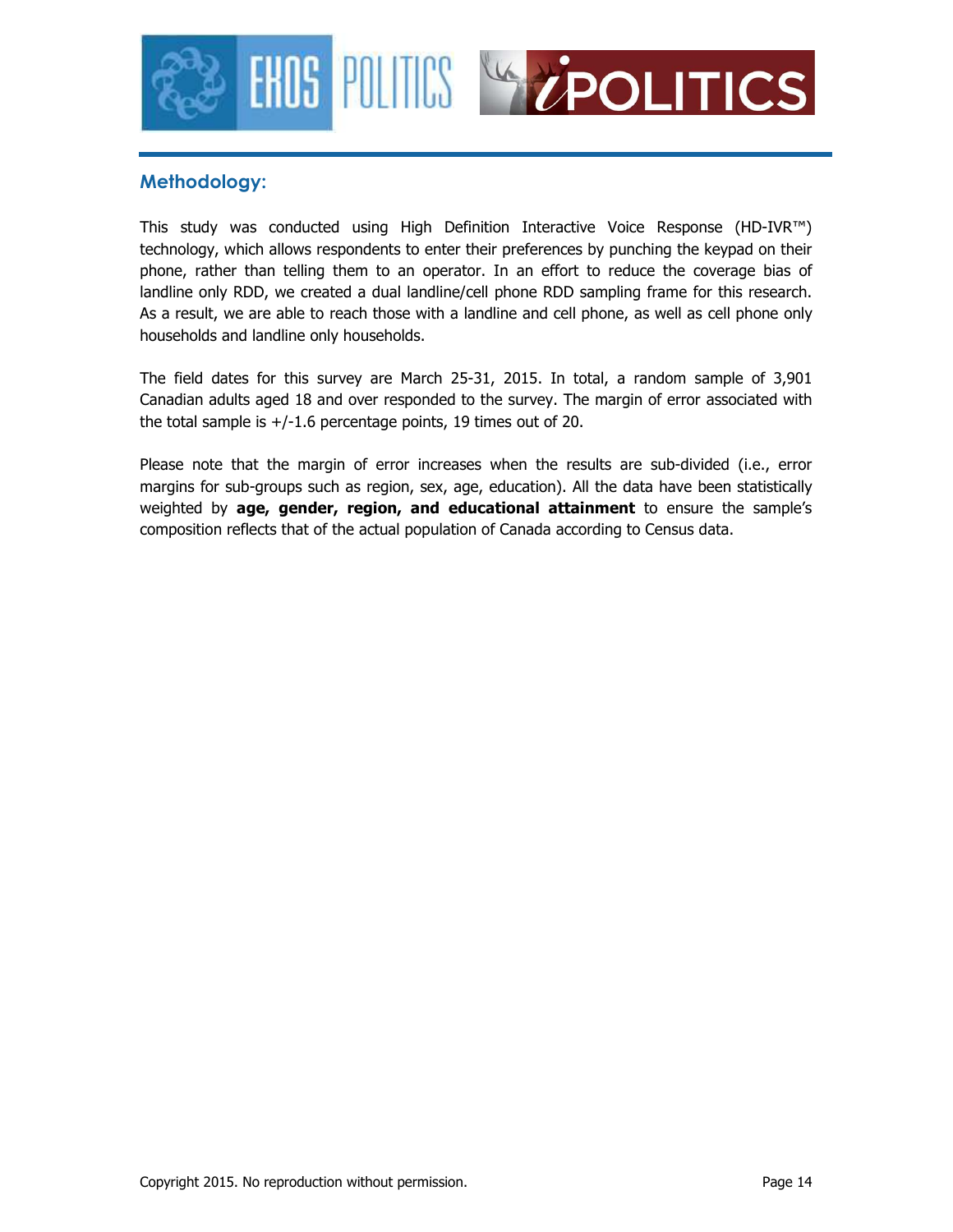## Methodology:

This study was conducted using High Definition Interactive Voice Response (HD-IVR™) technology, which allows respondents to enter their preferences by punching the keypad on their phone, rather than telling them to an operator. In an effort to reduce the coverage bias of landline only RDD, we created a dual landline/cell phone RDD sampling frame for this research. As a result, we are able to reach those with a landline and cell phone, as well as cell phone only households and landline only households.

The field dates for this survey are March 25-31, 2015. In total, a random sample of 3,901 Canadian adults aged 18 and over responded to the survey. The margin of error associated with the total sample is +/-1.6 percentage points, 19 times out of 20.

Please note that the margin of error increases when the results are sub-divided (i.e., error margins for sub-groups such as region, sex, age, education). All the data have been statistically weighted by **age, gender, region, and educational attainment** to ensure the sample's composition reflects that of the actual population of Canada according to Census data.